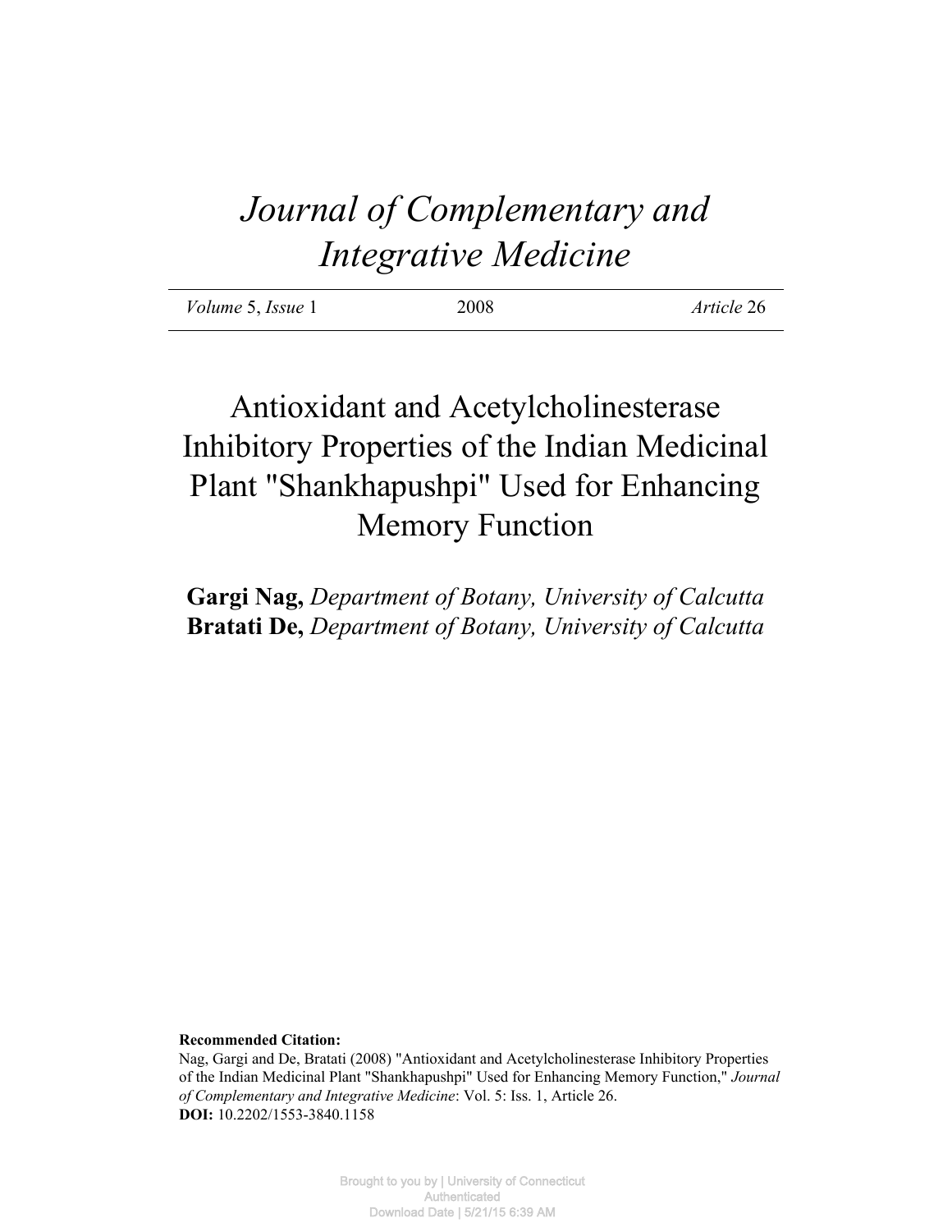# Journal of Complementary and Integrative Medicine

*Volume* 5, *Issue* 1 | 2008 | *Article* 26

## Antioxidant and Acetylcholinesterase Inhibitory Properties of the Indian Medicinal Plant "Shankhapushpi" Used for Enhancing Memory Function

**Gargi Nag,** *Department of Botany, University of Calcutta*
**Bratati De,** *Department of Botany, University of Calcutta*

**Recommended Citation:**
Nag, Gargi and De, Bratati (2008) "Antioxidant and Acetylcholinesterase Inhibitory Properties of the Indian Medicinal Plant "Shankhapushpi" Used for Enhancing Memory Function," *Journal of Complementary and Integrative Medicine*: Vol. 5: Iss. 1, Article 26.
**DOI:** 10.2202/1553-3840.1158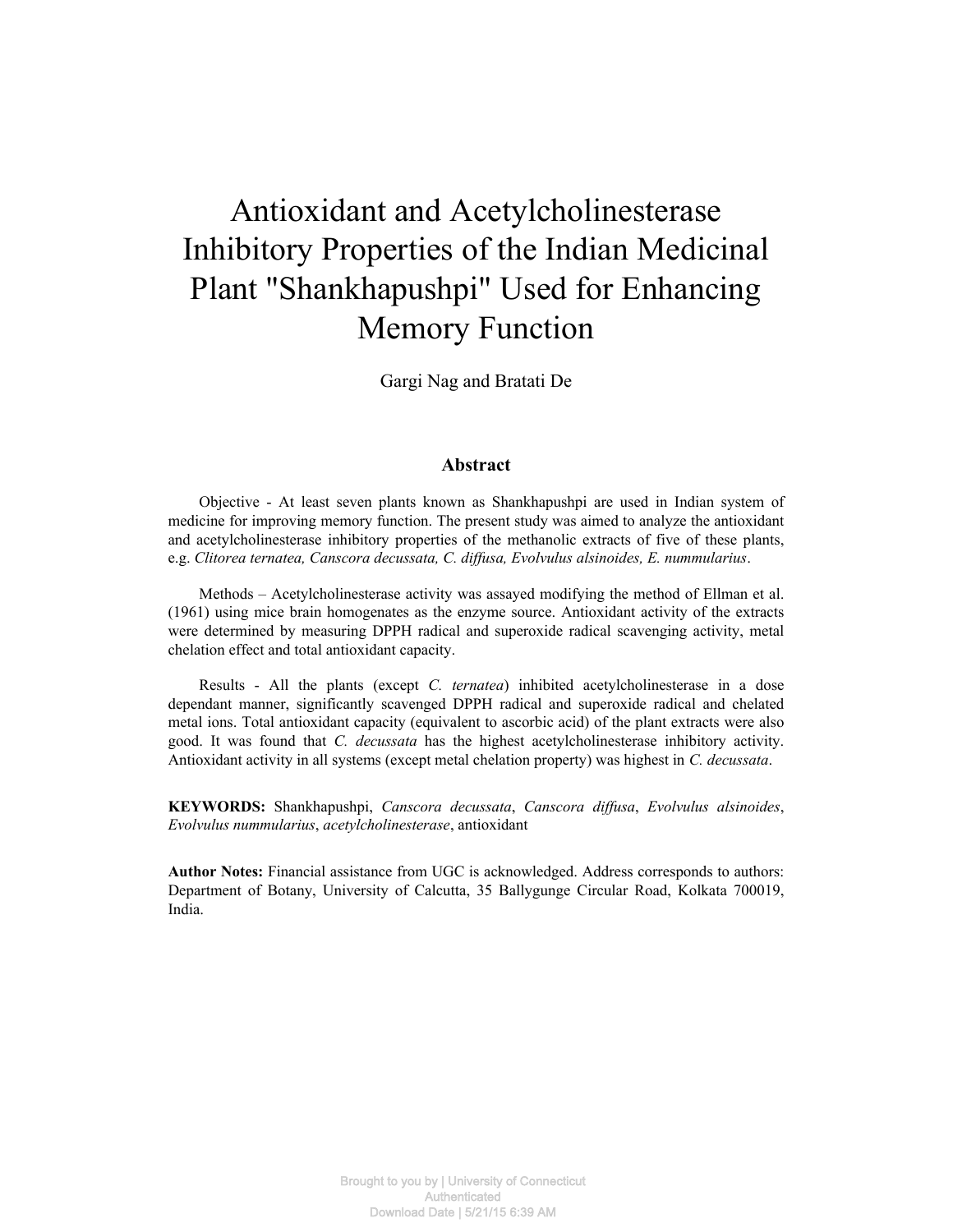# Antioxidant and Acetylcholinesterase Inhibitory Properties of the Indian Medicinal Plant "Shankhapushpi" Used for Enhancing Memory Function

Gargi Nag and Bratati De

## Abstract

Objective - At least seven plants known as Shankhapushpi are used in Indian system of medicine for improving memory function. The present study was aimed to analyze the antioxidant and acetylcholinesterase inhibitory properties of the methanolic extracts of five of these plants, e.g. *Clitorea ternatea, Canscora decussata, C. diffusa, Evolvulus alsinoides, E. nummularius*.

Methods – Acetylcholinesterase activity was assayed modifying the method of Ellman et al. (1961) using mice brain homogenates as the enzyme source. Antioxidant activity of the extracts were determined by measuring DPPH radical and superoxide radical scavenging activity, metal chelation effect and total antioxidant capacity.

Results - All the plants (except *C. ternatea*) inhibited acetylcholinesterase in a dose dependant manner, significantly scavenged DPPH radical and superoxide radical and chelated metal ions. Total antioxidant capacity (equivalent to ascorbic acid) of the plant extracts were also good. It was found that *C. decussata* has the highest acetylcholinesterase inhibitory activity. Antioxidant activity in all systems (except metal chelation property) was highest in *C. decussata*.

**KEYWORDS:** Shankhapushpi, *Canscora decussata*, *Canscora diffusa*, *Evolvulus alsinoides*, *Evolvulus nummularius*, *acetylcholinesterase*, antioxidant

**Author Notes:** Financial assistance from UGC is acknowledged. Address corresponds to authors: Department of Botany, University of Calcutta, 35 Ballygunge Circular Road, Kolkata 700019, India.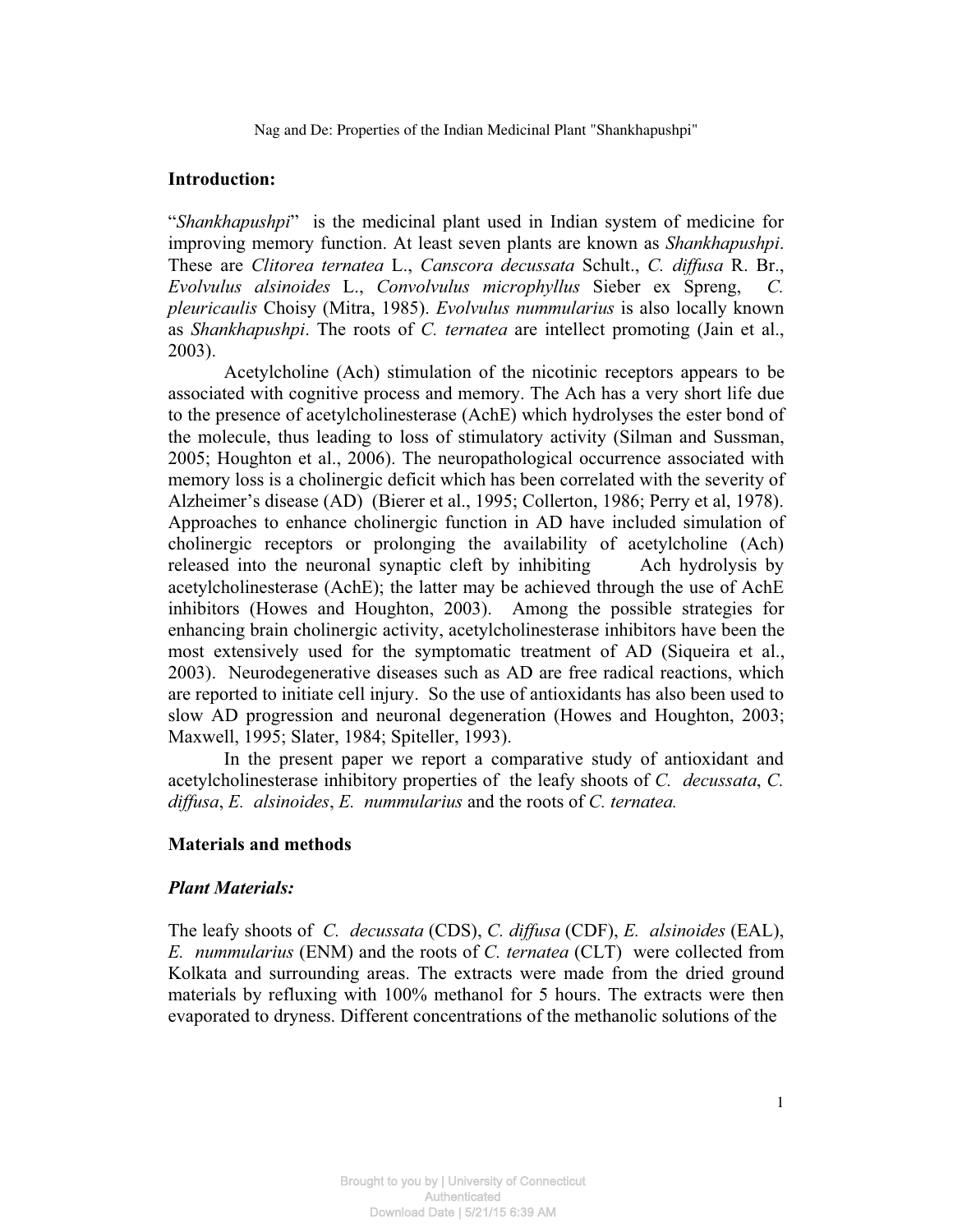## Introduction:

"*Shankhapushpi*" is the medicinal plant used in Indian system of medicine for improving memory function. At least seven plants are known as *Shankhapushpi*. These are *Clitorea ternatea* L., *Canscora decussata* Schult., *C. diffusa* R. Br., *Evolvulus alsinoides* L., *Convolvulus microphyllus* Sieber ex Spreng, *C. pleuricaulis* Choisy (Mitra, 1985). *Evolvulus nummularius* is also locally known as *Shankhapushpi*. The roots of *C. ternatea* are intellect promoting (Jain et al., 2003).

Acetylcholine (Ach) stimulation of the nicotinic receptors appears to be associated with cognitive process and memory. The Ach has a very short life due to the presence of acetylcholinesterase (AchE) which hydrolyses the ester bond of the molecule, thus leading to loss of stimulatory activity (Silman and Sussman, 2005; Houghton et al., 2006). The neuropathological occurrence associated with memory loss is a cholinergic deficit which has been correlated with the severity of Alzheimer's disease (AD) (Bierer et al., 1995; Collerton, 1986; Perry et al, 1978). Approaches to enhance cholinergic function in AD have included simulation of cholinergic receptors or prolonging the availability of acetylcholine (Ach) released into the neuronal synaptic cleft by inhibiting Ach hydrolysis by acetylcholinesterase (AchE); the latter may be achieved through the use of AchE inhibitors (Howes and Houghton, 2003). Among the possible strategies for enhancing brain cholinergic activity, acetylcholinesterase inhibitors have been the most extensively used for the symptomatic treatment of AD (Siqueira et al., 2003). Neurodegenerative diseases such as AD are free radical reactions, which are reported to initiate cell injury. So the use of antioxidants has also been used to slow AD progression and neuronal degeneration (Howes and Houghton, 2003; Maxwell, 1995; Slater, 1984; Spiteller, 1993).

In the present paper we report a comparative study of antioxidant and acetylcholinesterase inhibitory properties of the leafy shoots of *C. decussata*, *C. diffusa*, *E. alsinoides*, *E. nummularius* and the roots of *C. ternatea.*

## Materials and methods

### *Plant Materials:*

The leafy shoots of *C. decussata* (CDS), *C. diffusa* (CDF), *E. alsinoides* (EAL), *E. nummularius* (ENM) and the roots of *C. ternatea* (CLT) were collected from Kolkata and surrounding areas. The extracts were made from the dried ground materials by refluxing with 100% methanol for 5 hours. The extracts were then evaporated to dryness. Different concentrations of the methanolic solutions of the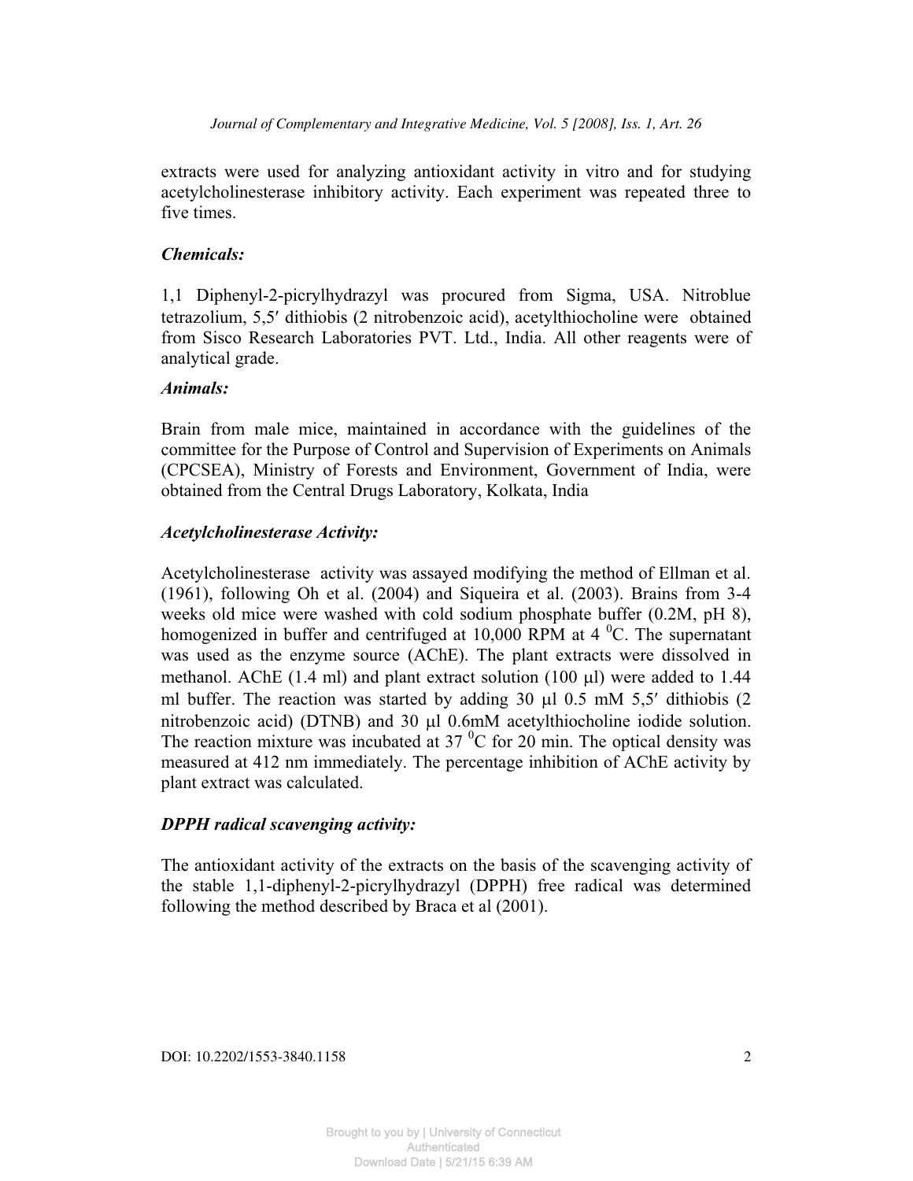extracts were used for analyzing antioxidant activity in vitro and for studying acetylcholinesterase inhibitory activity. Each experiment was repeated three to five times.

### *Chemicals:*

1,1 Diphenyl-2-picrylhydrazyl was procured from Sigma, USA. Nitroblue tetrazolium, 5,5′ dithiobis (2 nitrobenzoic acid), acetylthiocholine were obtained from Sisco Research Laboratories PVT. Ltd., India. All other reagents were of analytical grade.

### *Animals:*

Brain from male mice, maintained in accordance with the guidelines of the committee for the Purpose of Control and Supervision of Experiments on Animals (CPCSEA), Ministry of Forests and Environment, Government of India, were obtained from the Central Drugs Laboratory, Kolkata, India

### *Acetylcholinesterase Activity:*

Acetylcholinesterase activity was assayed modifying the method of Ellman et al. (1961), following Oh et al. (2004) and Siqueira et al. (2003). Brains from 3-4 weeks old mice were washed with cold sodium phosphate buffer (0.2M, pH 8), homogenized in buffer and centrifuged at 10,000 RPM at 4 $^{0}$C. The supernatant was used as the enzyme source (AChE). The plant extracts were dissolved in methanol. AChE (1.4 ml) and plant extract solution (100 μl) were added to 1.44 ml buffer. The reaction was started by adding 30 μl 0.5 mM 5,5′ dithiobis (2 nitrobenzoic acid) (DTNB) and 30 μl 0.6mM acetylthiocholine iodide solution. The reaction mixture was incubated at 37 $^{0}$C for 20 min. The optical density was measured at 412 nm immediately. The percentage inhibition of AChE activity by plant extract was calculated.

### *DPPH radical scavenging activity:*

The antioxidant activity of the extracts on the basis of the scavenging activity of the stable 1,1-diphenyl-2-picrylhydrazyl (DPPH) free radical was determined following the method described by Braca et al (2001).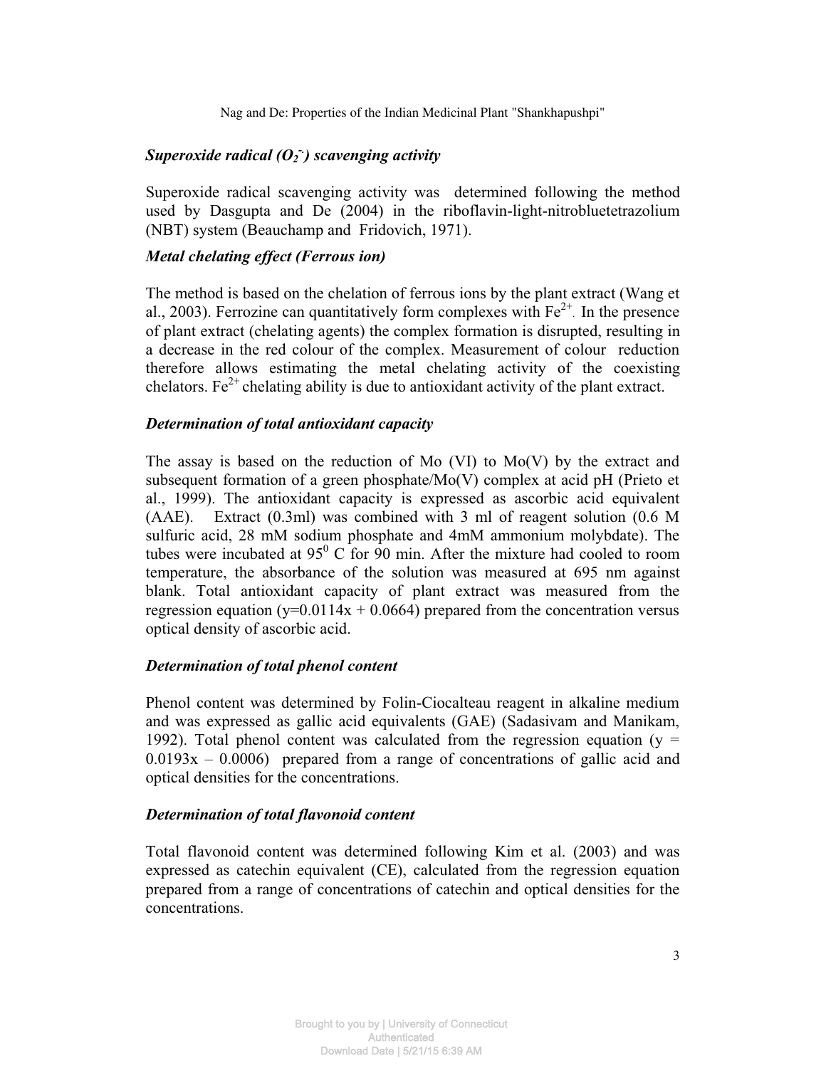### *Superoxide radical ($O_2^{\cdot-}$) scavenging activity*

Superoxide radical scavenging activity was determined following the method used by Dasgupta and De (2004) in the riboflavin-light-nitrobluetetrazolium (NBT) system (Beauchamp and Fridovich, 1971).

### *Metal chelating effect (Ferrous ion)*

The method is based on the chelation of ferrous ions by the plant extract (Wang et al., 2003). Ferrozine can quantitatively form complexes with $Fe^{2+}$. In the presence of plant extract (chelating agents) the complex formation is disrupted, resulting in a decrease in the red colour of the complex. Measurement of colour reduction therefore allows estimating the metal chelating activity of the coexisting chelators. $Fe^{2+}$ chelating ability is due to antioxidant activity of the plant extract.

### *Determination of total antioxidant capacity*

The assay is based on the reduction of Mo (VI) to Mo(V) by the extract and subsequent formation of a green phosphate/Mo(V) complex at acid pH (Prieto et al., 1999). The antioxidant capacity is expressed as ascorbic acid equivalent (AAE). Extract (0.3ml) was combined with 3 ml of reagent solution (0.6 M sulfuric acid, 28 mM sodium phosphate and 4mM ammonium molybdate). The tubes were incubated at $95^0$ C for 90 min. After the mixture had cooled to room temperature, the absorbance of the solution was measured at 695 nm against blank. Total antioxidant capacity of plant extract was measured from the regression equation ($y=0.0114x + 0.0664$) prepared from the concentration versus optical density of ascorbic acid.

### *Determination of total phenol content*

Phenol content was determined by Folin-Ciocalteau reagent in alkaline medium and was expressed as gallic acid equivalents (GAE) (Sadasivam and Manikam, 1992). Total phenol content was calculated from the regression equation ($y = 0.0193x – 0.0006$) prepared from a range of concentrations of gallic acid and optical densities for the concentrations.

### *Determination of total flavonoid content*

Total flavonoid content was determined following Kim et al. (2003) and was expressed as catechin equivalent (CE), calculated from the regression equation prepared from a range of concentrations of catechin and optical densities for the concentrations.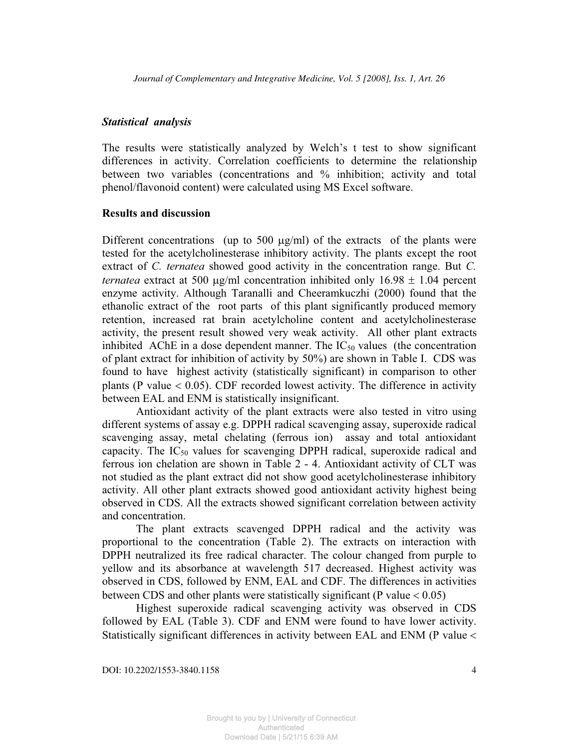### *Statistical analysis*

The results were statistically analyzed by Welch's t test to show significant differences in activity. Correlation coefficients to determine the relationship between two variables (concentrations and % inhibition; activity and total phenol/flavonoid content) were calculated using MS Excel software.

## Results and discussion

Different concentrations (up to 500 μg/ml) of the extracts of the plants were tested for the acetylcholinesterase inhibitory activity. The plants except the root extract of *C. ternatea* showed good activity in the concentration range. But *C. ternatea* extract at 500 μg/ml concentration inhibited only 16.98 ± 1.04 percent enzyme activity. Although Taranalli and Cheeramkuczhi (2000) found that the ethanolic extract of the root parts of this plant significantly produced memory retention, increased rat brain acetylcholine content and acetylcholinesterase activity, the present result showed very weak activity. All other plant extracts inhibited AChE in a dose dependent manner. The $IC_{50}$ values (the concentration of plant extract for inhibition of activity by 50%) are shown in Table I. CDS was found to have highest activity (statistically significant) in comparison to other plants (P value < 0.05). CDF recorded lowest activity. The difference in activity between EAL and ENM is statistically insignificant.

Antioxidant activity of the plant extracts were also tested in vitro using different systems of assay e.g. DPPH radical scavenging assay, superoxide radical scavenging assay, metal chelating (ferrous ion) assay and total antioxidant capacity. The $IC_{50}$ values for scavenging DPPH radical, superoxide radical and ferrous ion chelation are shown in Table 2 - 4. Antioxidant activity of CLT was not studied as the plant extract did not show good acetylcholinesterase inhibitory activity. All other plant extracts showed good antioxidant activity highest being observed in CDS. All the extracts showed significant correlation between activity and concentration.

The plant extracts scavenged DPPH radical and the activity was proportional to the concentration (Table 2). The extracts on interaction with DPPH neutralized its free radical character. The colour changed from purple to yellow and its absorbance at wavelength 517 decreased. Highest activity was observed in CDS, followed by ENM, EAL and CDF. The differences in activities between CDS and other plants were statistically significant (P value < 0.05)

Highest superoxide radical scavenging activity was observed in CDS followed by EAL (Table 3). CDF and ENM were found to have lower activity. Statistically significant differences in activity between EAL and ENM (P value <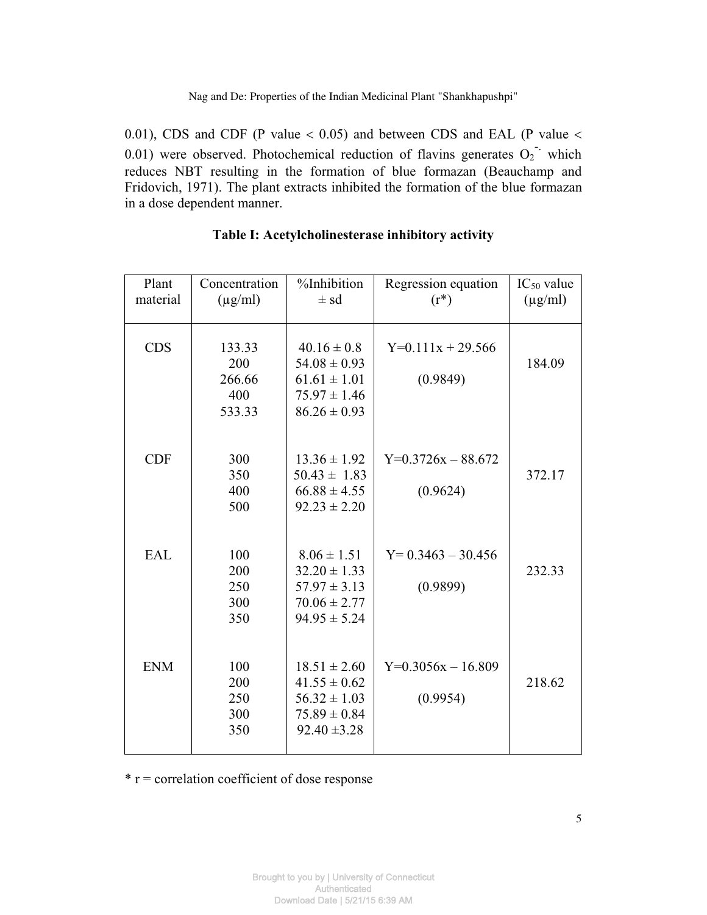0.01), CDS and CDF (P value < 0.05) and between CDS and EAL (P value < 0.01) were observed. Photochemical reduction of flavins generates $O_2^{-\cdot}$ which reduces NBT resulting in the formation of blue formazan (Beauchamp and Fridovich, 1971). The plant extracts inhibited the formation of the blue formazan in a dose dependent manner.

**Table I: Acetylcholinesterase inhibitory activity**

| Plant material | Concentration (µg/ml) | %Inhibition ± sd | Regression equation (r*) | $IC_{50}$ value (µg/ml) |
|---|---|---|---|---|
| CDS | 133.33<br>200<br>266.66<br>400<br>533.33 | 40.16 ± 0.8<br>54.08 ± 0.93<br>61.61 ± 1.01<br>75.97 ± 1.46<br>86.26 ± 0.93 | Y=0.111x + 29.566<br>(0.9849) | 184.09 |
| CDF | 300<br>350<br>400<br>500 | 13.36 ± 1.92<br>50.43 ± 1.83<br>66.88 ± 4.55<br>92.23 ± 2.20 | Y=0.3726x – 88.672<br>(0.9624) | 372.17 |
| EAL | 100<br>200<br>250<br>300<br>350 | 8.06 ± 1.51<br>32.20 ± 1.33<br>57.97 ± 3.13<br>70.06 ± 2.77<br>94.95 ± 5.24 | Y= 0.3463 – 30.456<br>(0.9899) | 232.33 |
| ENM | 100<br>200<br>250<br>300<br>350 | 18.51 ± 2.60<br>41.55 ± 0.62<br>56.32 ± 1.03<br>75.89 ± 0.84<br>92.40 ±3.28 | Y=0.3056x – 16.809<br>(0.9954) | 218.62 |

* r = correlation coefficient of dose response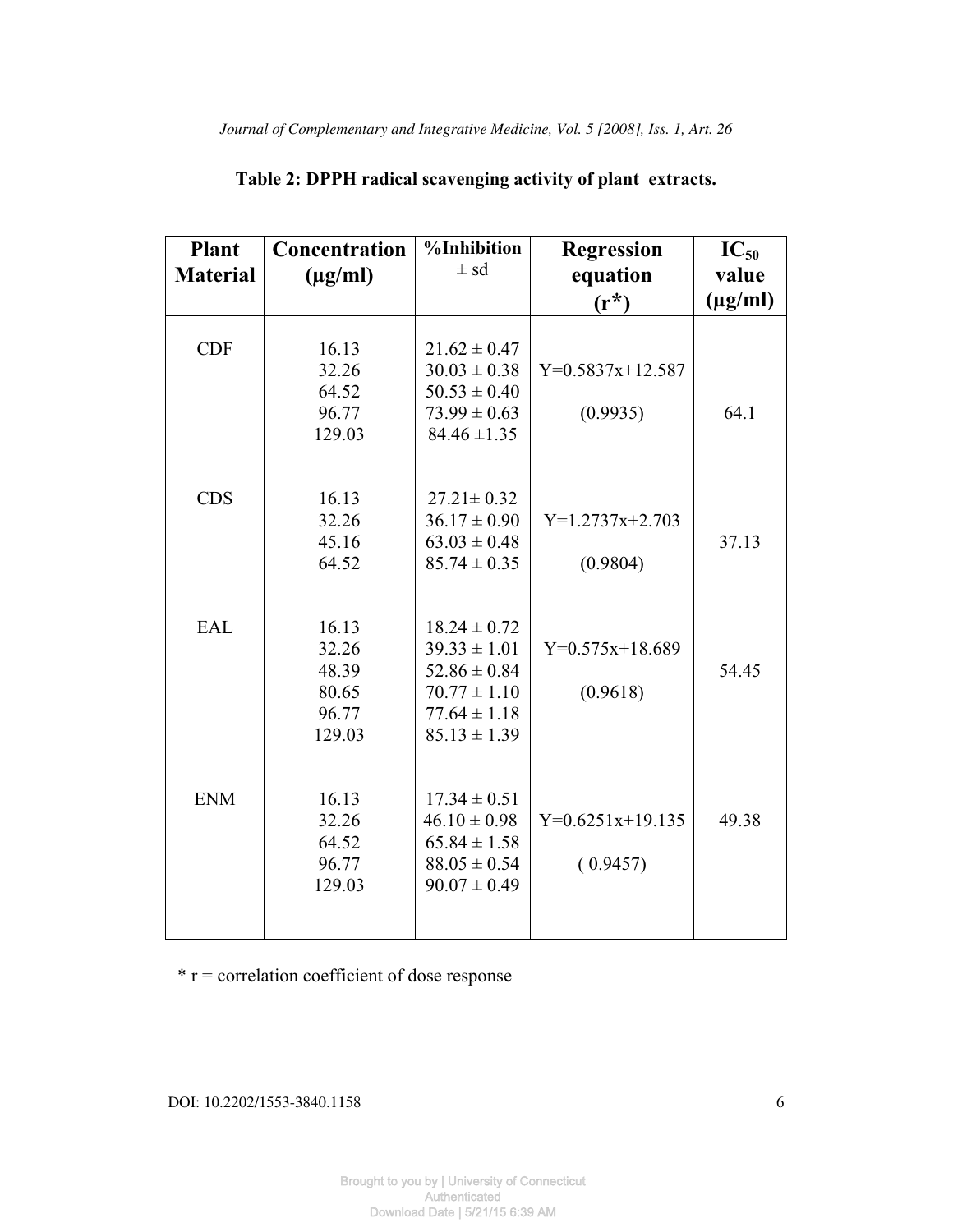**Table 2: DPPH radical scavenging activity of plant extracts.**

| Plant Material | Concentration (µg/ml) | %Inhibition ± sd | Regression equation (r*) | $IC_{50}$ value (µg/ml) |
|---|---|---|---|---|
| CDF | 16.13<br>32.26<br>64.52<br>96.77<br>129.03 | 21.62 ± 0.47<br>30.03 ± 0.38<br>50.53 ± 0.40<br>73.99 ± 0.63<br>84.46 ±1.35 | Y=0.5837x+12.587<br>(0.9935) | 64.1 |
| CDS | 16.13<br>32.26<br>45.16<br>64.52 | 27.21± 0.32<br>36.17 ± 0.90<br>63.03 ± 0.48<br>85.74 ± 0.35 | Y=1.2737x+2.703<br>(0.9804) | 37.13 |
| EAL | 16.13<br>32.26<br>48.39<br>80.65<br>96.77<br>129.03 | 18.24 ± 0.72<br>39.33 ± 1.01<br>52.86 ± 0.84<br>70.77 ± 1.10<br>77.64 ± 1.18<br>85.13 ± 1.39 | Y=0.575x+18.689<br>(0.9618) | 54.45 |
| ENM | 16.13<br>32.26<br>64.52<br>96.77<br>129.03 | 17.34 ± 0.51<br>46.10 ± 0.98<br>65.84 ± 1.58<br>88.05 ± 0.54<br>90.07 ± 0.49 | Y=0.6251x+19.135<br>( 0.9457) | 49.38 |

* r = correlation coefficient of dose response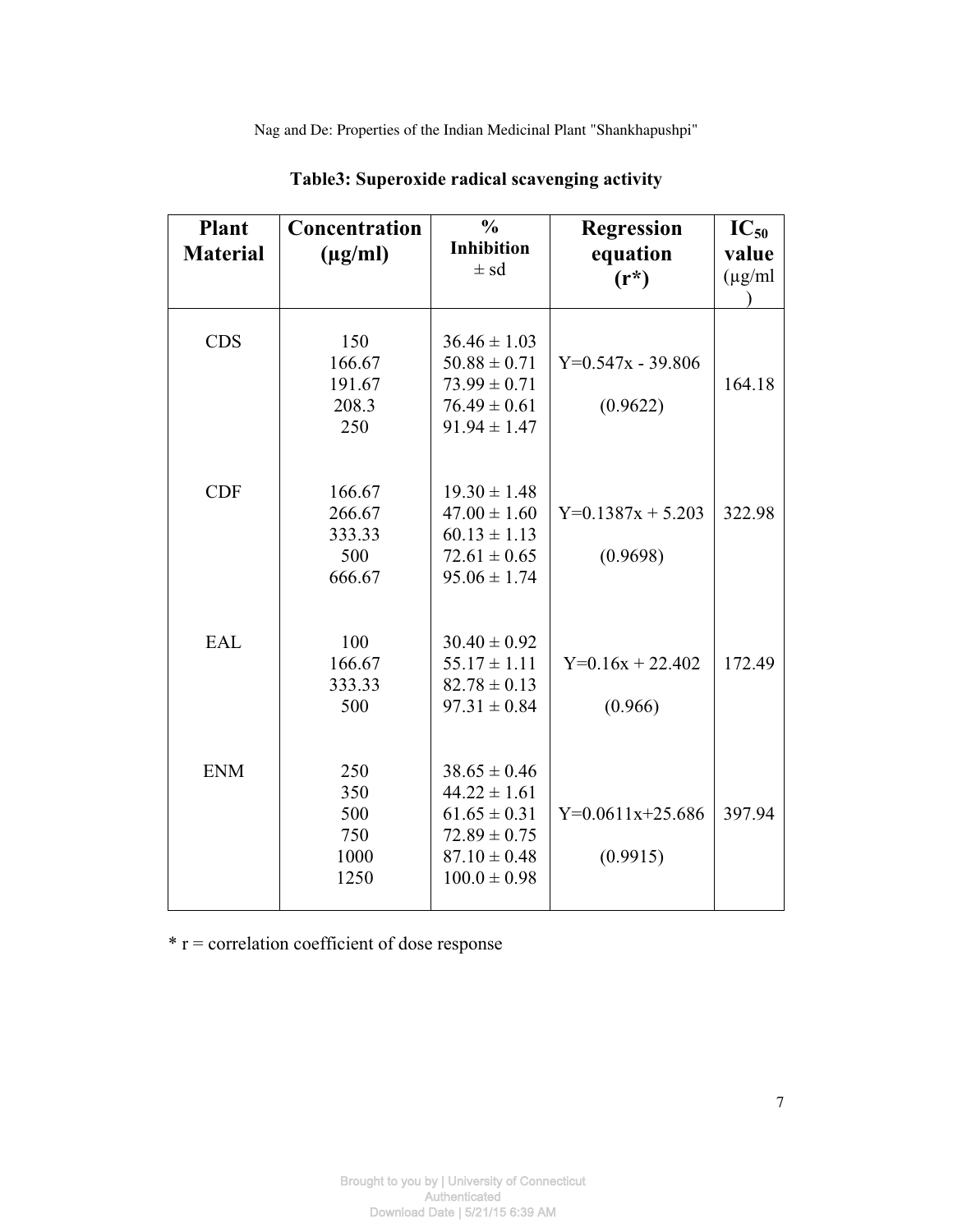**Table3: Superoxide radical scavenging activity**

| Plant Material | Concentration (μg/ml) | % Inhibition ± sd | Regression equation (r*) | $IC_{50}$ value (μg/ml) |
|---|---|---|---|---|
| CDS | 150 | 36.46 ± 1.03 | Y=0.547x - 39.806 | 164.18 |
| | 166.67 | 50.88 ± 0.71 | (0.9622) | |
| | 191.67 | 73.99 ± 0.71 | | |
| | 208.3 | 76.49 ± 0.61 | | |
| | 250 | 91.94 ± 1.47 | | |
| CDF | 166.67 | 19.30 ± 1.48 | Y=0.1387x + 5.203 | 322.98 |
| | 266.67 | 47.00 ± 1.60 | (0.9698) | |
| | 333.33 | 60.13 ± 1.13 | | |
| | 500 | 72.61 ± 0.65 | | |
| | 666.67 | 95.06 ± 1.74 | | |
| EAL | 100 | 30.40 ± 0.92 | Y=0.16x + 22.402 | 172.49 |
| | 166.67 | 55.17 ± 1.11 | (0.966) | |
| | 333.33 | 82.78 ± 0.13 | | |
| | 500 | 97.31 ± 0.84 | | |
| ENM | 250 | 38.65 ± 0.46 | Y=0.0611x+25.686 | 397.94 |
| | 350 | 44.22 ± 1.61 | (0.9915) | |
| | 500 | 61.65 ± 0.31 | | |
| | 750 | 72.89 ± 0.75 | | |
| | 1000 | 87.10 ± 0.48 | | |
| | 1250 | 100.0 ± 0.98 | | |

* r = correlation coefficient of dose response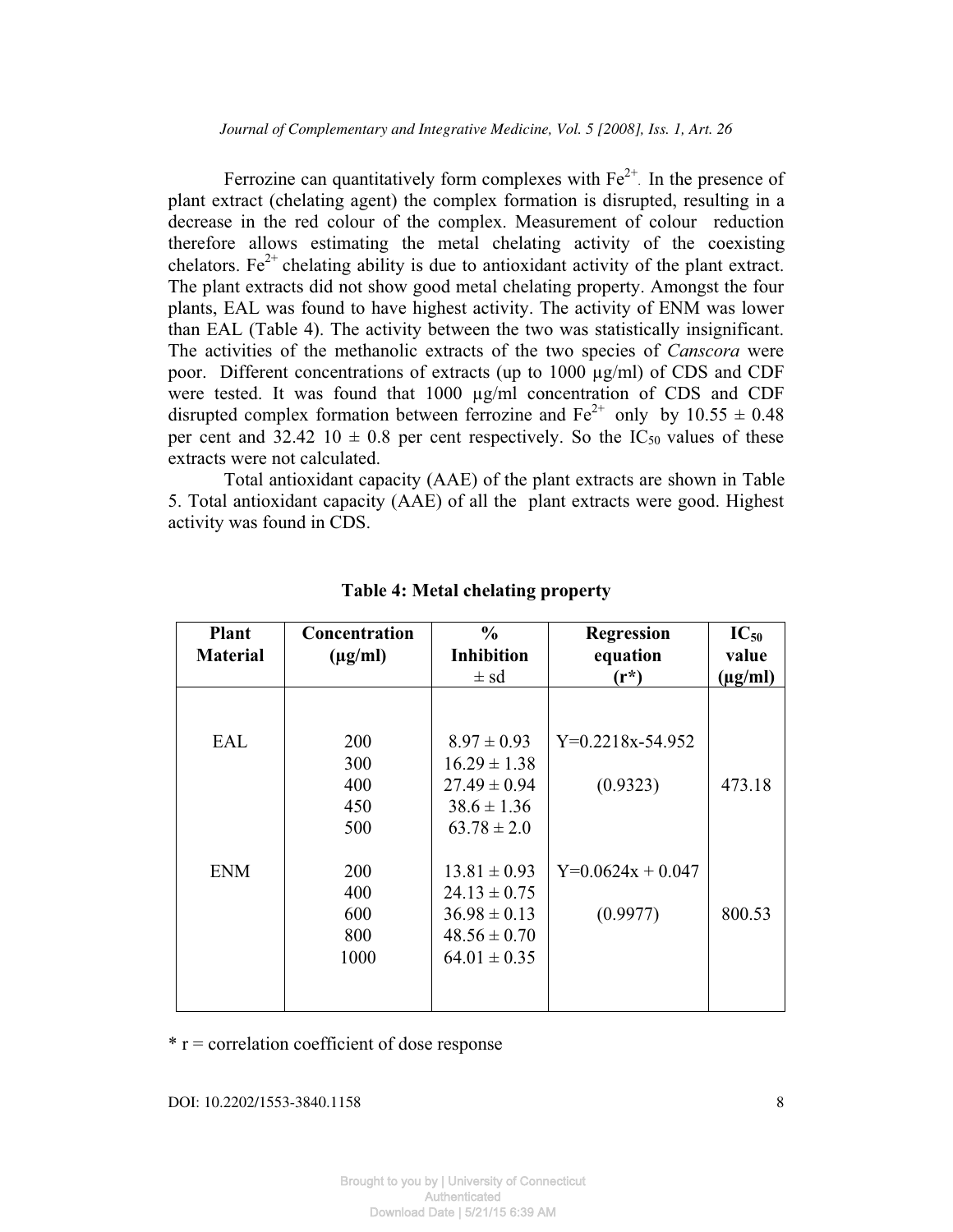Ferrozine can quantitatively form complexes with $Fe^{2+}$. In the presence of plant extract (chelating agent) the complex formation is disrupted, resulting in a decrease in the red colour of the complex. Measurement of colour reduction therefore allows estimating the metal chelating activity of the coexisting chelators. $Fe^{2+}$ chelating ability is due to antioxidant activity of the plant extract. The plant extracts did not show good metal chelating property. Amongst the four plants, EAL was found to have highest activity. The activity of ENM was lower than EAL (Table 4). The activity between the two was statistically insignificant. The activities of the methanolic extracts of the two species of *Canscora* were poor. Different concentrations of extracts (up to 1000 µg/ml) of CDS and CDF were tested. It was found that 1000 µg/ml concentration of CDS and CDF disrupted complex formation between ferrozine and $Fe^{2+}$ only by 10.55 ± 0.48 per cent and 32.42 10 ± 0.8 per cent respectively. So the $IC_{50}$ values of these extracts were not calculated.

Total antioxidant capacity (AAE) of the plant extracts are shown in Table 5. Total antioxidant capacity (AAE) of all the plant extracts were good. Highest activity was found in CDS.

**Table 4: Metal chelating property**

| Plant Material | Concentration (µg/ml) | % Inhibition ± sd | Regression equation (r*) | $IC_{50}$ value (µg/ml) |
|---|---|---|---|---|
| EAL | 200 | 8.97 ± 0.93 | Y=0.2218x-54.952 | |
| | 300 | 16.29 ± 1.38 | | |
| | 400 | 27.49 ± 0.94 | (0.9323) | 473.18 |
| | 450 | 38.6 ± 1.36 | | |
| | 500 | 63.78 ± 2.0 | | |
| ENM | 200 | 13.81 ± 0.93 | Y=0.0624x + 0.047 | |
| | 400 | 24.13 ± 0.75 | | |
| | 600 | 36.98 ± 0.13 | (0.9977) | 800.53 |
| | 800 | 48.56 ± 0.70 | | |
| | 1000 | 64.01 ± 0.35 | | |

* r = correlation coefficient of dose response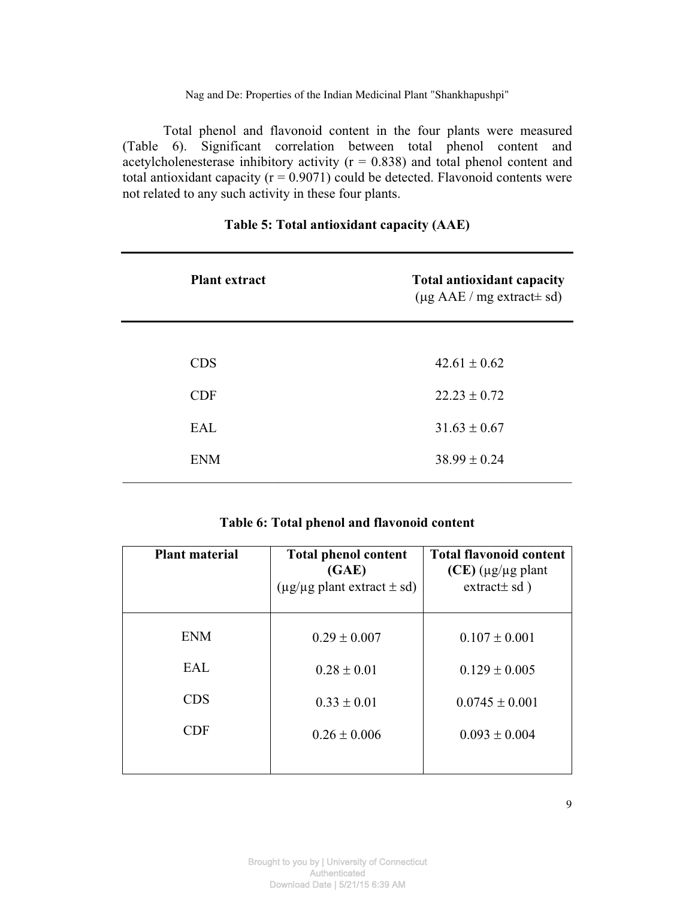Total phenol and flavonoid content in the four plants were measured (Table 6). Significant correlation between total phenol content and acetylcholenesterase inhibitory activity ($r = 0.838$) and total phenol content and total antioxidant capacity ($r = 0.9071$) could be detected. Flavonoid contents were not related to any such activity in these four plants.

**Table 5: Total antioxidant capacity (AAE)**

| Plant extract | **Total antioxidant capacity** (μg AAE / mg extract± sd) |
|---|---|
| CDS | 42.61 ± 0.62 |
| CDF | 22.23 ± 0.72 |
| EAL | 31.63 ± 0.67 |
| ENM | 38.99 ± 0.24 |

**Table 6: Total phenol and flavonoid content**

| Plant material | **Total phenol content (GAE)** (μg/μg plant extract ± sd) | **Total flavonoid content (CE)** (μg/μg plant extract± sd ) |
|---|---|---|
| ENM | 0.29 ± 0.007 | 0.107 ± 0.001 |
| EAL | 0.28 ± 0.01 | 0.129 ± 0.005 |
| CDS | 0.33 ± 0.01 | 0.0745 ± 0.001 |
| CDF | 0.26 ± 0.006 | 0.093 ± 0.004 |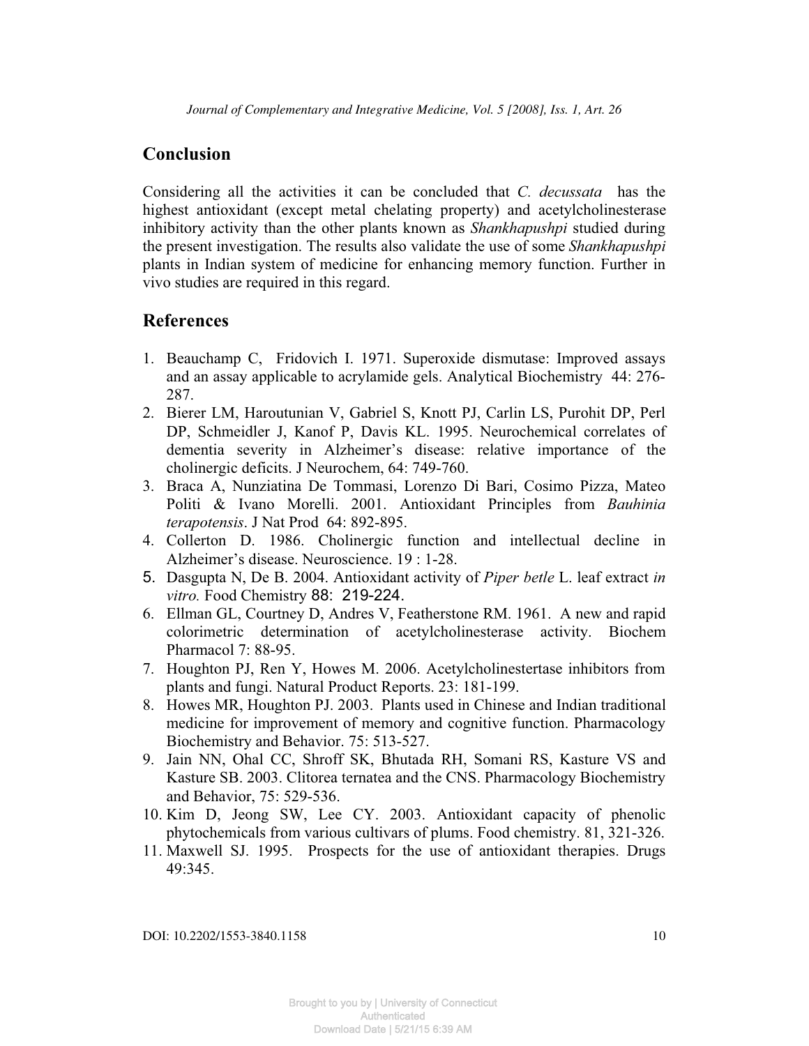## Conclusion

Considering all the activities it can be concluded that *C. decussata* has the highest antioxidant (except metal chelating property) and acetylcholinesterase inhibitory activity than the other plants known as *Shankhapushpi* studied during the present investigation. The results also validate the use of some *Shankhapushpi* plants in Indian system of medicine for enhancing memory function. Further in vivo studies are required in this regard.

## References

1. Beauchamp C, Fridovich I. 1971. Superoxide dismutase: Improved assays and an assay applicable to acrylamide gels. Analytical Biochemistry 44: 276-287.
2. Bierer LM, Haroutunian V, Gabriel S, Knott PJ, Carlin LS, Purohit DP, Perl DP, Schmeidler J, Kanof P, Davis KL. 1995. Neurochemical correlates of dementia severity in Alzheimer's disease: relative importance of the cholinergic deficits. J Neurochem, 64: 749-760.
3. Braca A, Nunziatina De Tommasi, Lorenzo Di Bari, Cosimo Pizza, Mateo Politi & Ivano Morelli. 2001. Antioxidant Principles from *Bauhinia terapotensis*. J Nat Prod 64: 892-895.
4. Collerton D. 1986. Cholinergic function and intellectual decline in Alzheimer's disease. Neuroscience. 19 : 1-28.
5. Dasgupta N, De B. 2004. Antioxidant activity of *Piper betle* L. leaf extract *in vitro.* Food Chemistry 88: 219-224.
6. Ellman GL, Courtney D, Andres V, Featherstone RM. 1961. A new and rapid colorimetric determination of acetylcholinesterase activity. Biochem Pharmacol 7: 88-95.
7. Houghton PJ, Ren Y, Howes M. 2006. Acetylcholinestertase inhibitors from plants and fungi. Natural Product Reports. 23: 181-199.
8. Howes MR, Houghton PJ. 2003. Plants used in Chinese and Indian traditional medicine for improvement of memory and cognitive function. Pharmacology Biochemistry and Behavior. 75: 513-527.
9. Jain NN, Ohal CC, Shroff SK, Bhutada RH, Somani RS, Kasture VS and Kasture SB. 2003. Clitorea ternatea and the CNS. Pharmacology Biochemistry and Behavior, 75: 529-536.
10. Kim D, Jeong SW, Lee CY. 2003. Antioxidant capacity of phenolic phytochemicals from various cultivars of plums. Food chemistry. 81, 321-326.
11. Maxwell SJ. 1995. Prospects for the use of antioxidant therapies. Drugs 49:345.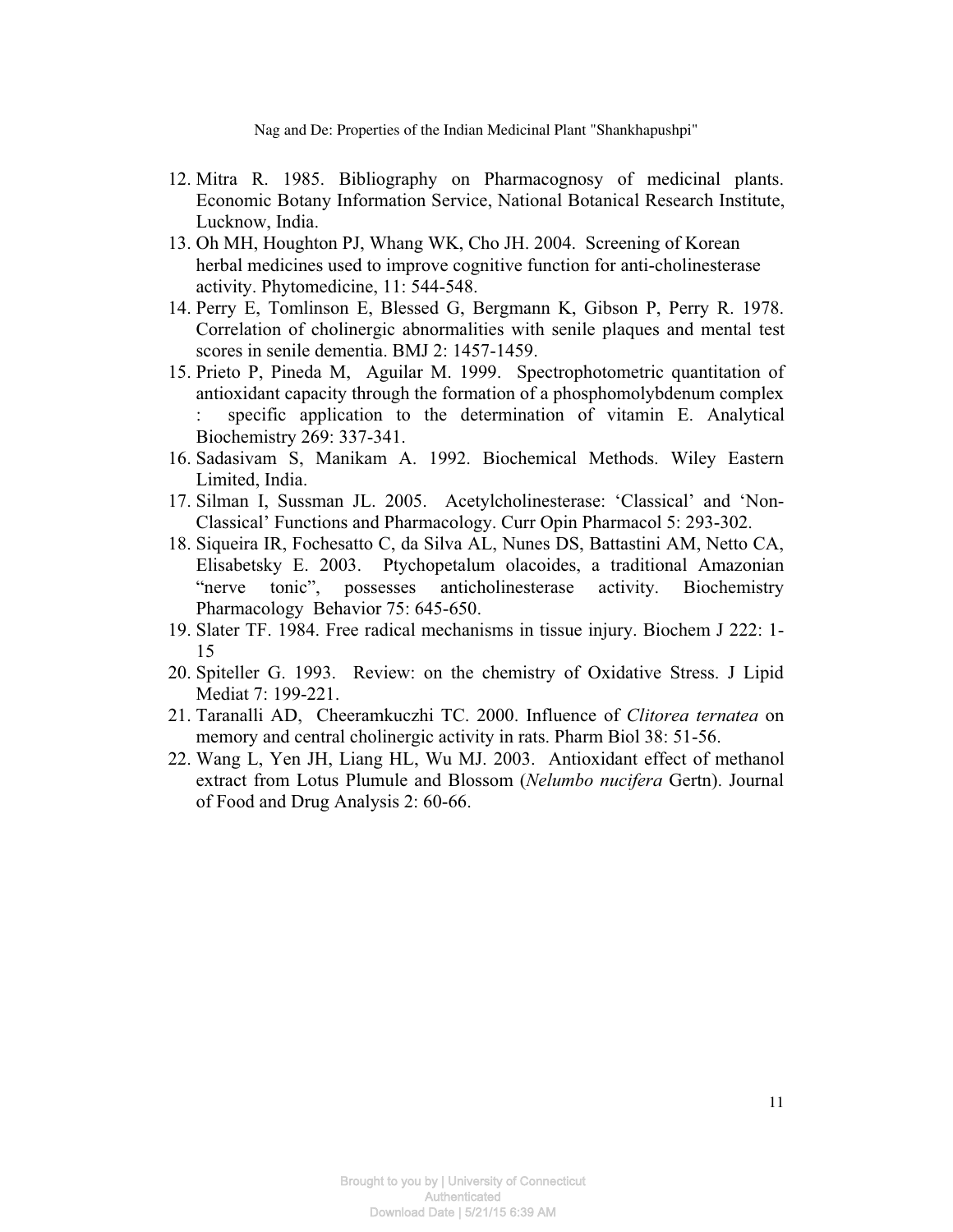12. Mitra R. 1985. Bibliography on Pharmacognosy of medicinal plants. Economic Botany Information Service, National Botanical Research Institute, Lucknow, India.
13. Oh MH, Houghton PJ, Whang WK, Cho JH. 2004. Screening of Korean herbal medicines used to improve cognitive function for anti-cholinesterase activity. Phytomedicine, 11: 544-548.
14. Perry E, Tomlinson E, Blessed G, Bergmann K, Gibson P, Perry R. 1978. Correlation of cholinergic abnormalities with senile plaques and mental test scores in senile dementia. BMJ 2: 1457-1459.
15. Prieto P, Pineda M, Aguilar M. 1999. Spectrophotometric quantitation of antioxidant capacity through the formation of a phosphomolybdenum complex : specific application to the determination of vitamin E. Analytical Biochemistry 269: 337-341.
16. Sadasivam S, Manikam A. 1992. Biochemical Methods. Wiley Eastern Limited, India.
17. Silman I, Sussman JL. 2005. Acetylcholinesterase: 'Classical' and 'Non-Classical' Functions and Pharmacology. Curr Opin Pharmacol 5: 293-302.
18. Siqueira IR, Fochesatto C, da Silva AL, Nunes DS, Battastini AM, Netto CA, Elisabetsky E. 2003. Ptychopetalum olacoides, a traditional Amazonian "nerve tonic", possesses anticholinesterase activity. Biochemistry Pharmacology Behavior 75: 645-650.
19. Slater TF. 1984. Free radical mechanisms in tissue injury. Biochem J 222: 1-15
20. Spiteller G. 1993. Review: on the chemistry of Oxidative Stress. J Lipid Mediat 7: 199-221.
21. Taranalli AD, Cheeramkuczhi TC. 2000. Influence of *Clitorea ternatea* on memory and central cholinergic activity in rats. Pharm Biol 38: 51-56.
22. Wang L, Yen JH, Liang HL, Wu MJ. 2003. Antioxidant effect of methanol extract from Lotus Plumule and Blossom (*Nelumbo nucifera* Gertn). Journal of Food and Drug Analysis 2: 60-66.